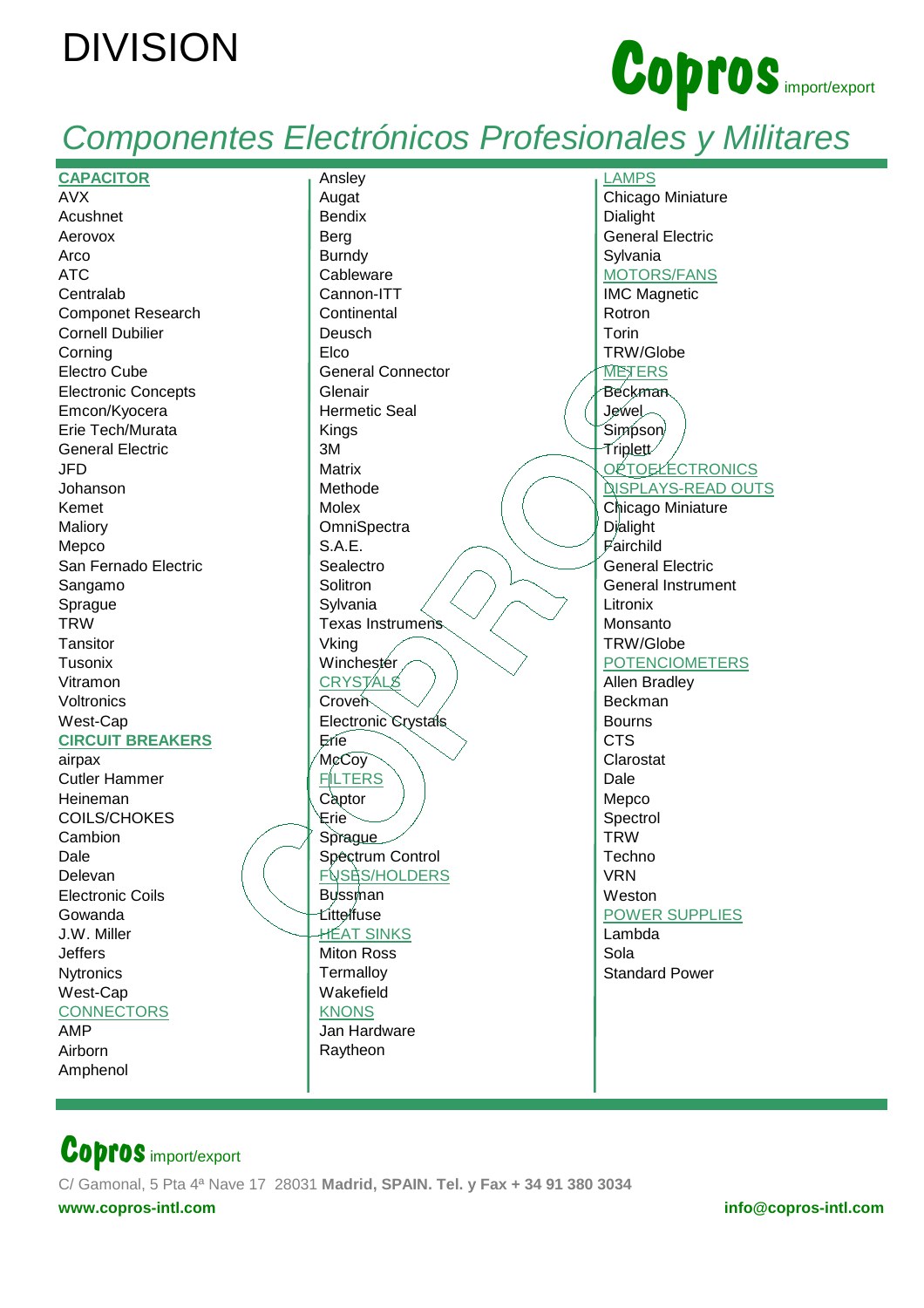# DIVISION

**Copros** import/export

## *Componentes Electrónicos Profesionales y Militares*

**CAPACITOR**
AVX
Acushnet
Aerovox
Arco
ATC
Centralab
Componet Research
Cornell Dubilier
Corning
Electro Cube
Electronic Concepts
Emcon/Kyocera
Erie Tech/Murata
General Electric
JFD
Johanson
Kemet
Maliory
Mepco
San Fernado Electric
Sangamo
Sprague
TRW
Tansitor
Tusonix
Vitramon
Voltronics
West-Cap

**CIRCUIT BREAKERS**
airpax
Cutler Hammer
Heineman
COILS/CHOKES
Cambion
Dale
Delevan
Electronic Coils
Gowanda
J.W. Miller
Jeffers
Nytronics
West-Cap

CONNECTORS
AMP
Airborn
Amphenol
Ansley
Augat
Bendix
Berg
Burndy
Cableware
Cannon-ITT
Continental
Deusch
Elco
General Connector
Glenair
Hermetic Seal
Kings
3M
Matrix
Methode
Molex
OmniSpectra
S.A.E.
Sealectro
Solitron
Sylvania
Texas Instrumens
Vking
Winchester

CRYSTALS
Croven
Electronic Crystals
Erie
McCoy

FILTERS
Captor
Erie
Sprague
Spectrum Control

FUSES/HOLDERS
Bussman
Littelfuse

HEAT SINKS
Miton Ross
Termalloy
Wakefield

KNONS
Jan Hardware
Raytheon

LAMPS
Chicago Miniature
Dialight
General Electric
Sylvania

MOTORS/FANS
IMC Magnetic
Rotron
Torin
TRW/Globe

METERS
Beckman
Jewel
Simpson
Triplett

OPTOELECTRONICS

DISPLAYS-READ OUTS
Chicago Miniature
Dialight
Fairchild
General Electric
General Instrument
Litronix
Monsanto
TRW/Globe

POTENCIOMETERS
Allen Bradley
Beckman
Bourns
CTS
Clarostat
Dale
Mepco
Spectrol
TRW
Techno
VRN
Weston

POWER SUPPLIES
Lambda
Sola
Standard Power

**Copros** import/export

C/ Gamonal, 5 Pta 4ª Nave 17 28031 **Madrid, SPAIN. Tel. y Fax + 34 91 380 3034**

**www.copros-intl.com** **info@copros-intl.com**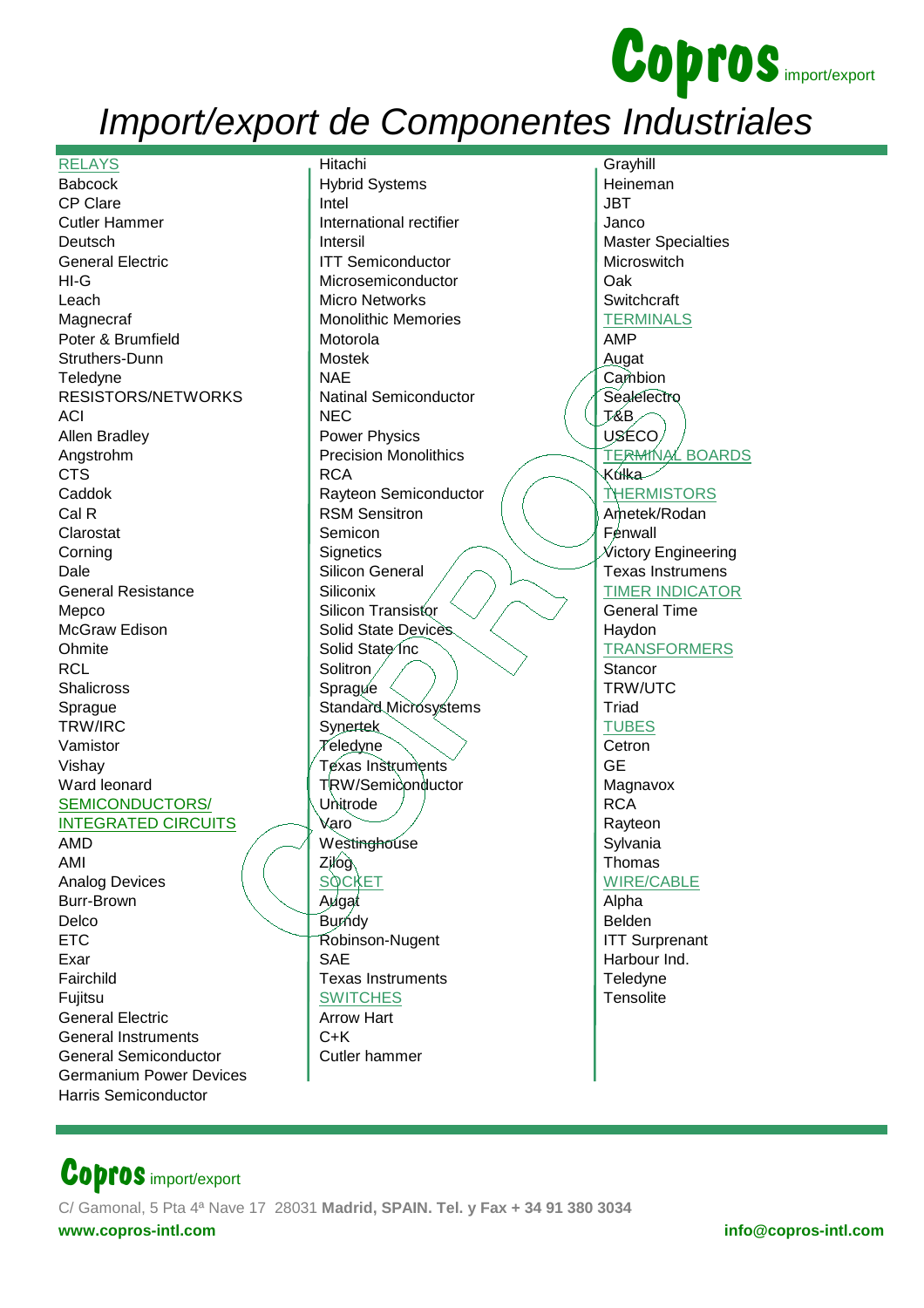# Copros import/export

## Import/export de Componentes Industriales

### RELAYS

Babcock
CP Clare
Cutler Hammer
Deutsch
General Electric
HI-G
Leach
Magnecraf
Poter & Brumfield
Struthers-Dunn
Teledyne

### RESISTORS/NETWORKS

ACI
Allen Bradley
Angstrohm
CTS
Caddok
Cal R
Clarostat
Corning
Dale
General Resistance
Mepco
McGraw Edison
Ohmite
RCL
Shalicross
Sprague
TRW/IRC
Vamistor
Vishay
Ward leonard

### SEMICONDUCTORS/ INTEGRATED CIRCUITS

AMD
AMI
Analog Devices
Burr-Brown
Delco
ETC
Exar
Fairchild
Fujitsu
General Electric
General Instruments
General Semiconductor
Germanium Power Devices
Harris Semiconductor
Hitachi
Hybrid Systems
Intel
International rectifier
Intersil
ITT Semiconductor
Microsemiconductor
Micro Networks
Monolithic Memories
Motorola
Mostek
NAE
Natinal Semiconductor
NEC
Power Physics
Precision Monolithics
RCA
Rayteon Semiconductor
RSM Sensitron
Semicon
Signetics
Silicon General
Siliconix
Silicon Transistor
Solid State Devices
Solid State Inc
Solitron
Sprague
Standard Microsystems
Synertek
Teledyne
Texas Instruments
TRW/Semiconductor
Unitrode
Varo
Westinghouse
Zilog

### SOCKET

Augat
Burndy
Robinson-Nugent
SAE
Texas Instruments

### SWITCHES

Arrow Hart
C+K
Cutler hammer
Grayhill
Heineman
JBT
Janco
Master Specialties
Microswitch
Oak
Switchcraft

### TERMINALS

AMP
Augat
Cambion
Sealelectro
T&B
USECO

### TERMINAL BOARDS

Kulka

### THERMISTORS

Ametek/Rodan
Fenwall
Victory Engineering
Texas Instrumens

### TIMER INDICATOR

General Time
Haydon

### TRANSFORMERS

Stancor
TRW/UTC
Triad

### TUBES

Cetron
GE
Magnavox
RCA
Rayteon
Sylvania
Thomas

### WIRE/CABLE

Alpha
Belden
ITT Surprenant
Harbour Ind.
Teledyne
Tensolite

**Copros** import/export

C/ Gamonal, 5 Pta 4ª Nave 17 28031 **Madrid, SPAIN. Tel. y Fax + 34 91 380 3034**

**www.copros-intl.com** **info@copros-intl.com**